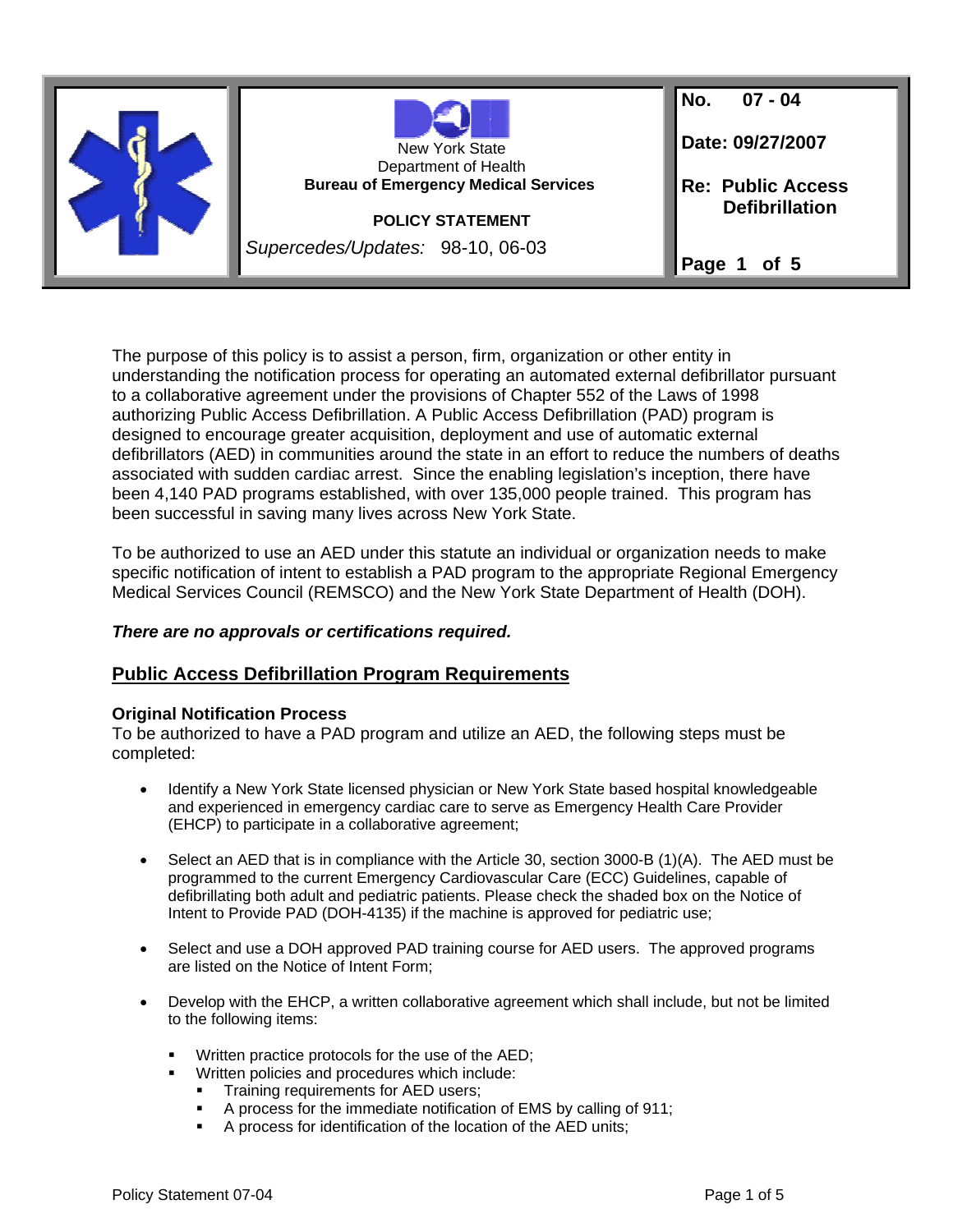| | New York State<br>Department of Health<br>**Bureau of Emergency Medical Services**<br><br>**POLICY STATEMENT**<br><br>*Supercedes/Updates:* 98-10, 06-03 | **No. 07 - 04**<br><br>**Date: 09/27/2007**<br><br>**Re: Public Access Defibrillation** |
|---|---|---|

The purpose of this policy is to assist a person, firm, organization or other entity in understanding the notification process for operating an automated external defibrillator pursuant to a collaborative agreement under the provisions of Chapter 552 of the Laws of 1998 authorizing Public Access Defibrillation. A Public Access Defibrillation (PAD) program is designed to encourage greater acquisition, deployment and use of automatic external defibrillators (AED) in communities around the state in an effort to reduce the numbers of deaths associated with sudden cardiac arrest. Since the enabling legislation's inception, there have been 4,140 PAD programs established, with over 135,000 people trained. This program has been successful in saving many lives across New York State.

To be authorized to use an AED under this statute an individual or organization needs to make specific notification of intent to establish a PAD program to the appropriate Regional Emergency Medical Services Council (REMSCO) and the New York State Department of Health (DOH).

***There are no approvals or certifications required.***

## Public Access Defibrillation Program Requirements

### Original Notification Process

To be authorized to have a PAD program and utilize an AED, the following steps must be completed:

- Identify a New York State licensed physician or New York State based hospital knowledgeable and experienced in emergency cardiac care to serve as Emergency Health Care Provider (EHCP) to participate in a collaborative agreement;
- Select an AED that is in compliance with the Article 30, section 3000-B (1)(A). The AED must be programmed to the current Emergency Cardiovascular Care (ECC) Guidelines, capable of defibrillating both adult and pediatric patients. Please check the shaded box on the Notice of Intent to Provide PAD (DOH-4135) if the machine is approved for pediatric use;
- Select and use a DOH approved PAD training course for AED users. The approved programs are listed on the Notice of Intent Form;
- Develop with the EHCP, a written collaborative agreement which shall include, but not be limited to the following items:
  - Written practice protocols for the use of the AED;
  - Written policies and procedures which include:
    - Training requirements for AED users;
    - A process for the immediate notification of EMS by calling of 911;
    - A process for identification of the location of the AED units;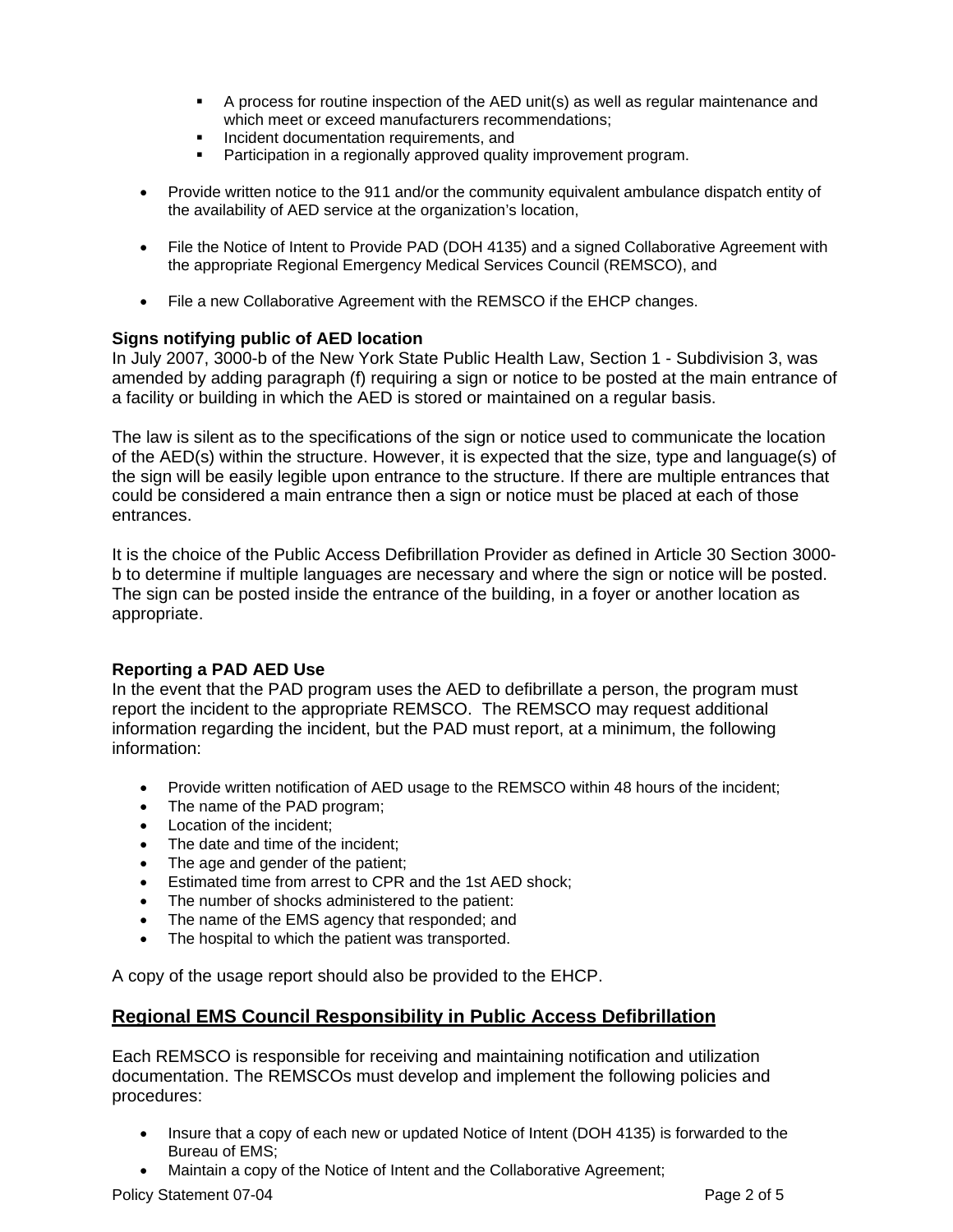- A process for routine inspection of the AED unit(s) as well as regular maintenance and which meet or exceed manufacturers recommendations;
    - Incident documentation requirements, and
    - Participation in a regionally approved quality improvement program.

- Provide written notice to the 911 and/or the community equivalent ambulance dispatch entity of the availability of AED service at the organization's location,

- File the Notice of Intent to Provide PAD (DOH 4135) and a signed Collaborative Agreement with the appropriate Regional Emergency Medical Services Council (REMSCO), and

- File a new Collaborative Agreement with the REMSCO if the EHCP changes.

**Signs notifying public of AED location**

In July 2007, 3000-b of the New York State Public Health Law, Section 1 - Subdivision 3, was amended by adding paragraph (f) requiring a sign or notice to be posted at the main entrance of a facility or building in which the AED is stored or maintained on a regular basis.

The law is silent as to the specifications of the sign or notice used to communicate the location of the AED(s) within the structure. However, it is expected that the size, type and language(s) of the sign will be easily legible upon entrance to the structure. If there are multiple entrances that could be considered a main entrance then a sign or notice must be placed at each of those entrances.

It is the choice of the Public Access Defibrillation Provider as defined in Article 30 Section 3000-b to determine if multiple languages are necessary and where the sign or notice will be posted. The sign can be posted inside the entrance of the building, in a foyer or another location as appropriate.

**Reporting a PAD AED Use**

In the event that the PAD program uses the AED to defibrillate a person, the program must report the incident to the appropriate REMSCO. The REMSCO may request additional information regarding the incident, but the PAD must report, at a minimum, the following information:

- Provide written notification of AED usage to the REMSCO within 48 hours of the incident;
- The name of the PAD program;
- Location of the incident;
- The date and time of the incident;
- The age and gender of the patient;
- Estimated time from arrest to CPR and the 1st AED shock;
- The number of shocks administered to the patient:
- The name of the EMS agency that responded; and
- The hospital to which the patient was transported.

A copy of the usage report should also be provided to the EHCP.

## Regional EMS Council Responsibility in Public Access Defibrillation

Each REMSCO is responsible for receiving and maintaining notification and utilization documentation. The REMSCOs must develop and implement the following policies and procedures:

- Insure that a copy of each new or updated Notice of Intent (DOH 4135) is forwarded to the Bureau of EMS;
- Maintain a copy of the Notice of Intent and the Collaborative Agreement;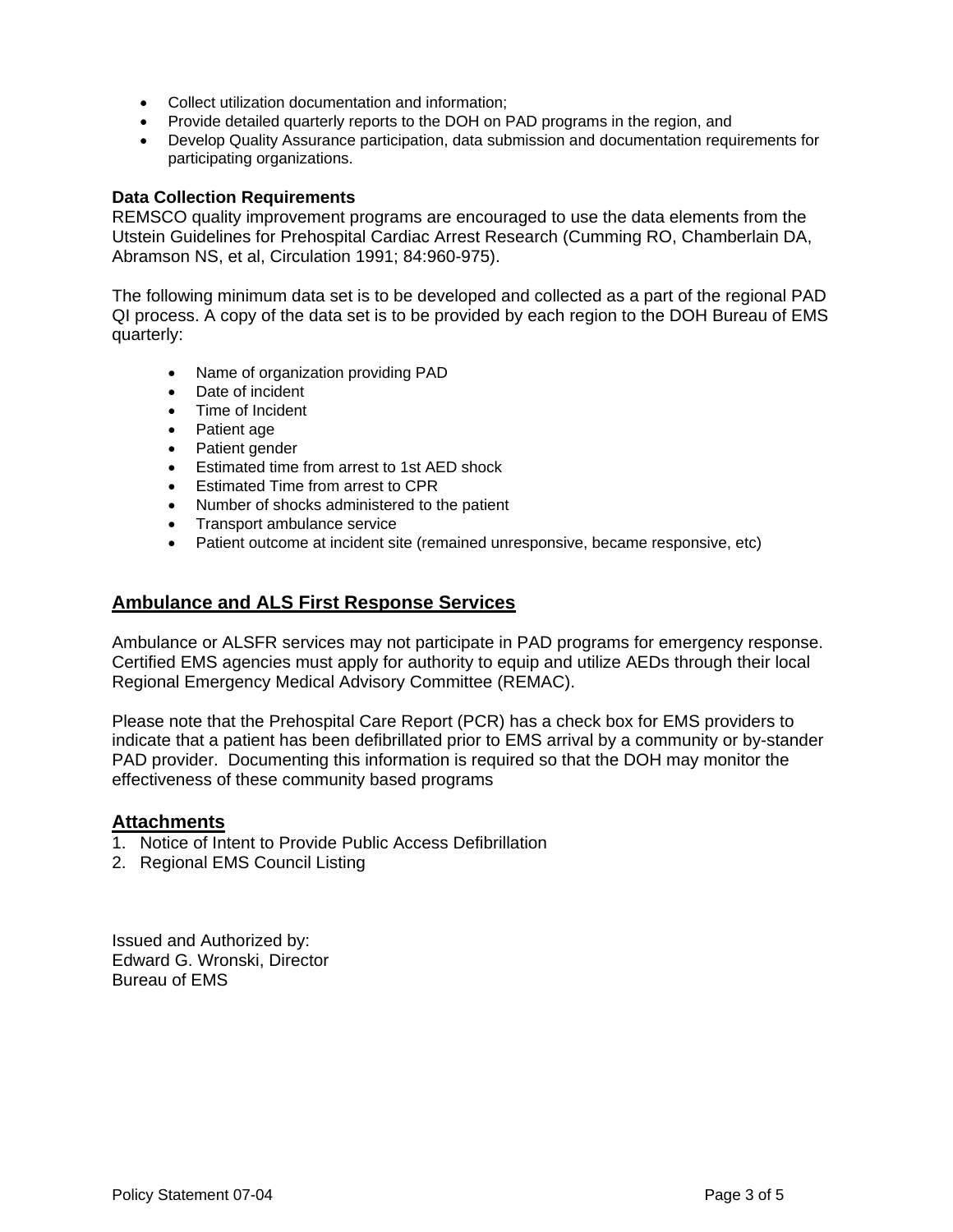- Collect utilization documentation and information;
- Provide detailed quarterly reports to the DOH on PAD programs in the region, and
- Develop Quality Assurance participation, data submission and documentation requirements for participating organizations.

**Data Collection Requirements**

REMSCO quality improvement programs are encouraged to use the data elements from the Utstein Guidelines for Prehospital Cardiac Arrest Research (Cumming RO, Chamberlain DA, Abramson NS, et al, Circulation 1991; 84:960-975).

The following minimum data set is to be developed and collected as a part of the regional PAD QI process. A copy of the data set is to be provided by each region to the DOH Bureau of EMS quarterly:

- Name of organization providing PAD
- Date of incident
- Time of Incident
- Patient age
- Patient gender
- Estimated time from arrest to 1st AED shock
- Estimated Time from arrest to CPR
- Number of shocks administered to the patient
- Transport ambulance service
- Patient outcome at incident site (remained unresponsive, became responsive, etc)

## Ambulance and ALS First Response Services

Ambulance or ALSFR services may not participate in PAD programs for emergency response. Certified EMS agencies must apply for authority to equip and utilize AEDs through their local Regional Emergency Medical Advisory Committee (REMAC).

Please note that the Prehospital Care Report (PCR) has a check box for EMS providers to indicate that a patient has been defibrillated prior to EMS arrival by a community or by-stander PAD provider. Documenting this information is required so that the DOH may monitor the effectiveness of these community based programs

## Attachments

1. Notice of Intent to Provide Public Access Defibrillation
2. Regional EMS Council Listing

Issued and Authorized by:
Edward G. Wronski, Director
Bureau of EMS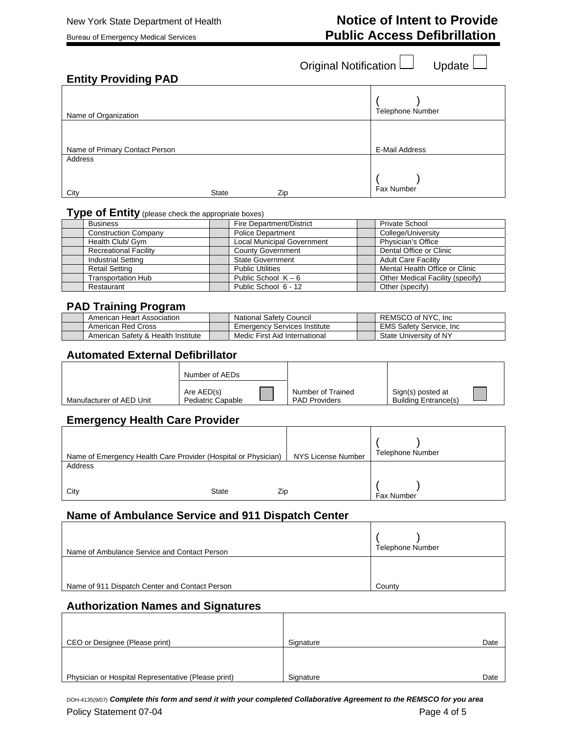New York State Department of Health

Bureau of Emergency Medical Services

# Notice of Intent to Provide Public Access Defibrillation

Original Notification ☐ Update ☐

## Entity Providing PAD

| | |
|---|---|
| Name of Organization | ( ) Telephone Number |
| Name of Primary Contact Person | E-Mail Address |
| Address<br>City State Zip | ( ) Fax Number |

## Type of Entity (please check the appropriate boxes)

| | | | | | |
|---|---|---|---|---|---|
| | Business | | Fire Department/District | | Private School |
| | Construction Company | | Police Department | | College/University |
| | Health Club/ Gym | | Local Municipal Government | | Physician's Office |
| | Recreational Facility | | County Government | | Dental Office or Clinic |
| | Industrial Setting | | State Government | | Adult Care Facility |
| | Retail Setting | | Public Utilities | | Mental Health Office or Clinic |
| | Transportation Hub | | Public School K – 6 | | Other Medical Facility (specify) |
| | Restaurant | | Public School 6 - 12 | | Other (specify) |

## PAD Training Program

| | | | | | |
|---|---|---|---|---|---|
| | American Heart Association | | National Safety Council | | REMSCO of NYC, Inc |
| | American Red Cross | | Emergency Services Institute | | EMS Safety Service, Inc |
| | American Safety & Health Institute | | Medic First Aid International | | State University of NY |

## Automated External Defibrillator

| | | | |
|---|---|---|---|
| Manufacturer of AED Unit | Number of AEDs<br>Are AED(s) Pediatric Capable ☐ | Number of Trained PAD Providers | Sign(s) posted at Building Entrance(s) ☐ |

## Emergency Health Care Provider

| | | |
|---|---|---|
| Name of Emergency Health Care Provider (Hospital or Physician) | NYS License Number | ( ) Telephone Number |
| Address<br>City State Zip | | ( ) Fax Number |

## Name of Ambulance Service and 911 Dispatch Center

| | |
|---|---|
| Name of Ambulance Service and Contact Person | ( ) Telephone Number |
| Name of 911 Dispatch Center and Contact Person | County |

## Authorization Names and Signatures

| | |
|---|---|
| CEO or Designee (Please print) | Signature Date |
| Physician or Hospital Representative (Please print) | Signature Date |

DOH-4135(9/07) ***Complete this form and send it with your completed Collaborative Agreement to the REMSCO for you area***

Policy Statement 07-04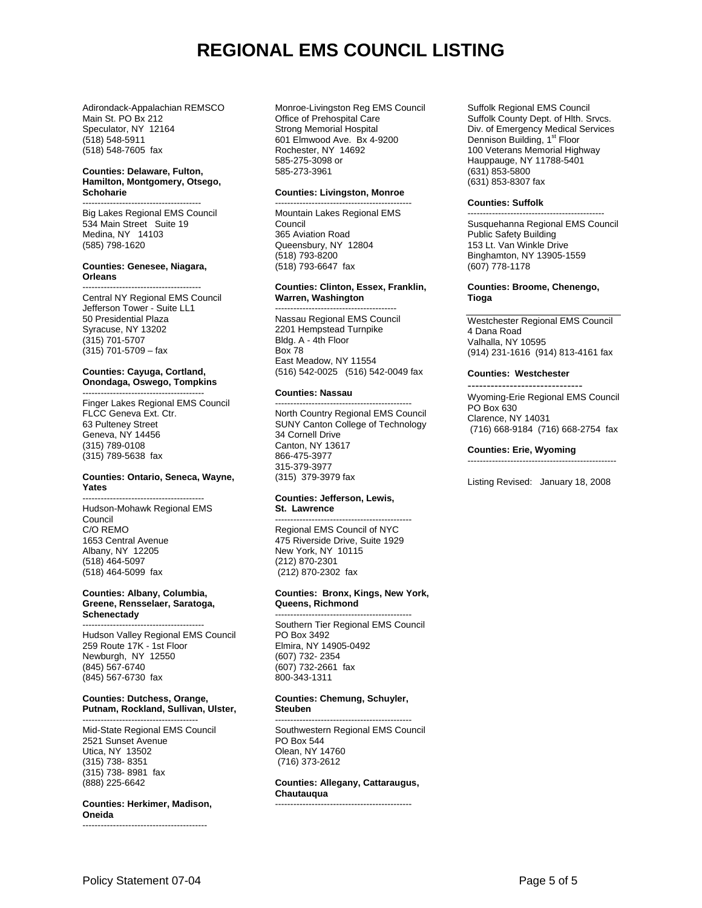# REGIONAL EMS COUNCIL LISTING

Adirondack-Appalachian REMSCO
Main St. PO Bx 212
Speculator, NY 12164
(518) 548-5911
(518) 548-7605 fax

**Counties: Delaware, Fulton, Hamilton, Montgomery, Otsego, Schoharie**

---

Big Lakes Regional EMS Council
534 Main Street Suite 19
Medina, NY 14103
(585) 798-1620

**Counties: Genesee, Niagara, Orleans**

---

Central NY Regional EMS Council
Jefferson Tower - Suite LL1
50 Presidential Plaza
Syracuse, NY 13202
(315) 701-5707
(315) 701-5709 – fax

**Counties: Cayuga, Cortland, Onondaga, Oswego, Tompkins**

---

Finger Lakes Regional EMS Council
FLCC Geneva Ext. Ctr.
63 Pulteney Street
Geneva, NY 14456
(315) 789-0108
(315) 789-5638 fax

**Counties: Ontario, Seneca, Wayne, Yates**

---

Hudson-Mohawk Regional EMS Council
C/O REMO
1653 Central Avenue
Albany, NY 12205
(518) 464-5097
(518) 464-5099 fax

**Counties: Albany, Columbia, Greene, Rensselaer, Saratoga, Schenectady**

---

Hudson Valley Regional EMS Council
259 Route 17K - 1st Floor
Newburgh, NY 12550
(845) 567-6740
(845) 567-6730 fax

**Counties: Dutchess, Orange, Putnam, Rockland, Sullivan, Ulster,**

---

Mid-State Regional EMS Council
2521 Sunset Avenue
Utica, NY 13502
(315) 738- 8351
(315) 738- 8981 fax
(888) 225-6642

**Counties: Herkimer, Madison, Oneida**

---

Monroe-Livingston Reg EMS Council
Office of Prehospital Care
Strong Memorial Hospital
601 Elmwood Ave. Bx 4-9200
Rochester, NY 14692
585-275-3098 or
585-273-3961

**Counties: Livingston, Monroe**

---

Mountain Lakes Regional EMS Council
365 Aviation Road
Queensbury, NY 12804
(518) 793-8200
(518) 793-6647 fax

**Counties: Clinton, Essex, Franklin, Warren, Washington**

---

Nassau Regional EMS Council
2201 Hempstead Turnpike
Bldg. A - 4th Floor
Box 78
East Meadow, NY 11554
(516) 542-0025 (516) 542-0049 fax

**Counties: Nassau**

---

North Country Regional EMS Council
SUNY Canton College of Technology
34 Cornell Drive
Canton, NY 13617
866-475-3977
315-379-3977
(315) 379-3979 fax

**Counties: Jefferson, Lewis, St. Lawrence**

---

Regional EMS Council of NYC
475 Riverside Drive, Suite 1929
New York, NY 10115
(212) 870-2301
(212) 870-2302 fax

**Counties: Bronx, Kings, New York, Queens, Richmond**

---

Southern Tier Regional EMS Council
PO Box 3492
Elmira, NY 14905-0492
(607) 732- 2354
(607) 732-2661 fax
800-343-1311

**Counties: Chemung, Schuyler, Steuben**

---

Southwestern Regional EMS Council
PO Box 544
Olean, NY 14760
(716) 373-2612

**Counties: Allegany, Cattaraugus, Chautauqua**

---

Suffolk Regional EMS Council
Suffolk County Dept. of Hlth. Srvcs.
Div. of Emergency Medical Services
Dennison Building, 1st Floor
100 Veterans Memorial Highway
Hauppauge, NY 11788-5401
(631) 853-5800
(631) 853-8307 fax

**Counties: Suffolk**

---

Susquehanna Regional EMS Council
Public Safety Building
153 Lt. Van Winkle Drive
Binghamton, NY 13905-1559
(607) 778-1178

**Counties: Broome, Chenengo, Tioga**

---

Westchester Regional EMS Council
4 Dana Road
Valhalla, NY 10595
(914) 231-1616 (914) 813-4161 fax

**Counties: Westchester**

---

Wyoming-Erie Regional EMS Council
PO Box 630
Clarence, NY 14031
(716) 668-9184 (716) 668-2754 fax

**Counties: Erie, Wyoming**

---

Listing Revised: January 18, 2008

Policy Statement 07-04